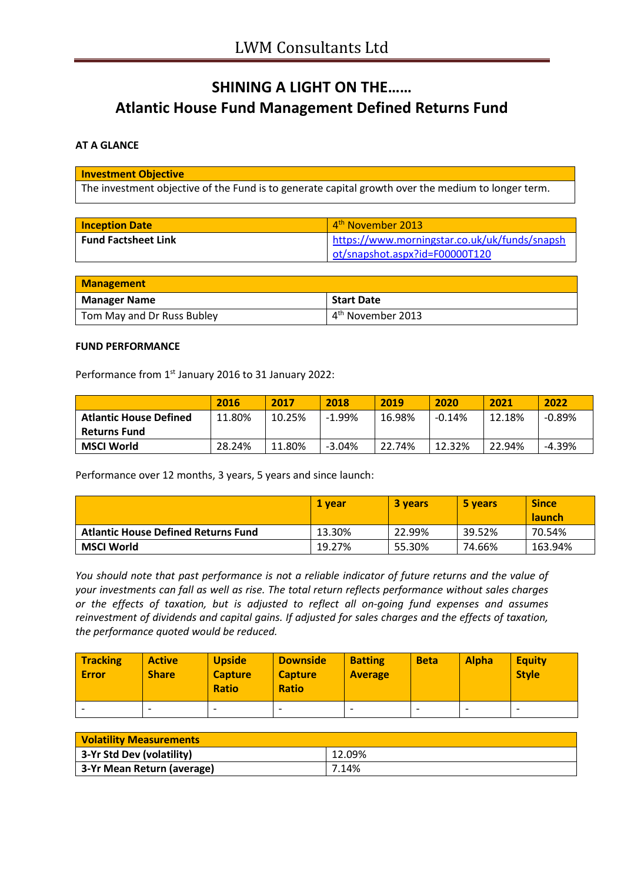# SHINING A LIGHT ON THE……
# Atlantic House Fund Management Defined Returns Fund

**AT A GLANCE**

| **Investment Objective** |
|---|
| The investment objective of the Fund is to generate capital growth over the medium to longer term. |

| **Inception Date** | 4th November 2013 |
|---|---|
| **Fund Factsheet Link** | https://www.morningstar.co.uk/uk/funds/snapshot/snapshot.aspx?id=F00000T120 |

| **Management** | |
|---|---|
| **Manager Name** | **Start Date** |
| Tom May and Dr Russ Bubley | 4th November 2013 |

**FUND PERFORMANCE**

Performance from 1st January 2016 to 31 January 2022:

| | 2016 | 2017 | 2018 | 2019 | 2020 | 2021 | 2022 |
|---|---|---|---|---|---|---|---|
| **Atlantic House Defined Returns Fund** | 11.80% | 10.25% | -1.99% | 16.98% | -0.14% | 12.18% | -0.89% |
| **MSCI World** | 28.24% | 11.80% | -3.04% | 22.74% | 12.32% | 22.94% | -4.39% |

Performance over 12 months, 3 years, 5 years and since launch:

| | 1 year | 3 years | 5 years | Since launch |
|---|---|---|---|---|
| **Atlantic House Defined Returns Fund** | 13.30% | 22.99% | 39.52% | 70.54% |
| **MSCI World** | 19.27% | 55.30% | 74.66% | 163.94% |

*You should note that past performance is not a reliable indicator of future returns and the value of your investments can fall as well as rise. The total return reflects performance without sales charges or the effects of taxation, but is adjusted to reflect all on-going fund expenses and assumes reinvestment of dividends and capital gains. If adjusted for sales charges and the effects of taxation, the performance quoted would be reduced.*

| Tracking Error | Active Share | Upside Capture Ratio | Downside Capture Ratio | Batting Average | Beta | Alpha | Equity Style |
|---|---|---|---|---|---|---|---|
| - | - | - | - | - | - | - | - |

| **Volatility Measurements** | |
|---|---|
| **3-Yr Std Dev (volatility)** | 12.09% |
| **3-Yr Mean Return (average)** | 7.14% |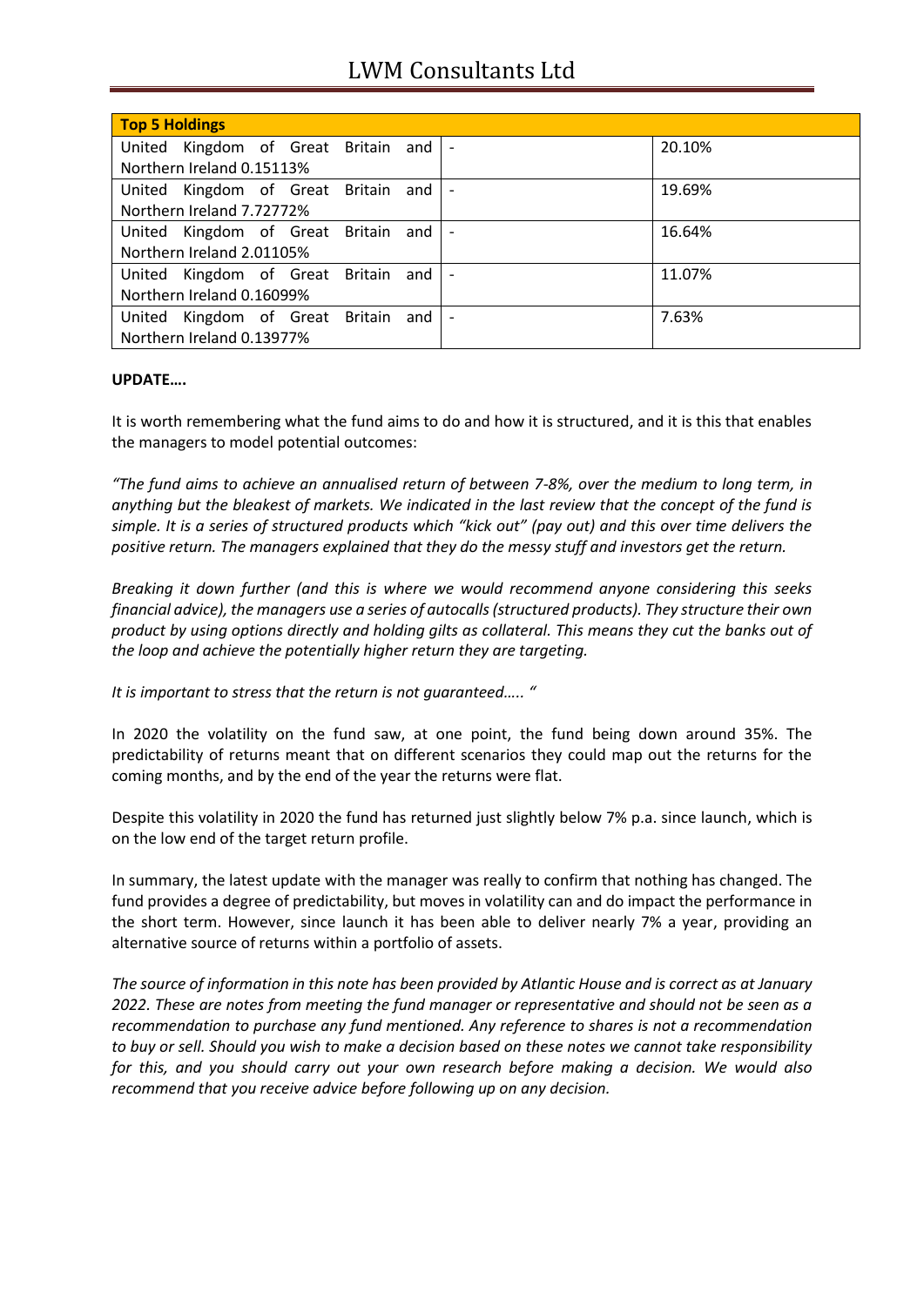| Top 5 Holdings | | |
|---|---|---|
| United Kingdom of Great Britain and Northern Ireland 0.15113% | - | 20.10% |
| United Kingdom of Great Britain and Northern Ireland 7.72772% | - | 19.69% |
| United Kingdom of Great Britain and Northern Ireland 2.01105% | - | 16.64% |
| United Kingdom of Great Britain and Northern Ireland 0.16099% | - | 11.07% |
| United Kingdom of Great Britain and Northern Ireland 0.13977% | - | 7.63% |

**UPDATE….**

It is worth remembering what the fund aims to do and how it is structured, and it is this that enables the managers to model potential outcomes:

*"The fund aims to achieve an annualised return of between 7-8%, over the medium to long term, in anything but the bleakest of markets. We indicated in the last review that the concept of the fund is simple. It is a series of structured products which "kick out" (pay out) and this over time delivers the positive return. The managers explained that they do the messy stuff and investors get the return.*

*Breaking it down further (and this is where we would recommend anyone considering this seeks financial advice), the managers use a series of autocalls (structured products). They structure their own product by using options directly and holding gilts as collateral. This means they cut the banks out of the loop and achieve the potentially higher return they are targeting.*

*It is important to stress that the return is not guaranteed….. "*

In 2020 the volatility on the fund saw, at one point, the fund being down around 35%. The predictability of returns meant that on different scenarios they could map out the returns for the coming months, and by the end of the year the returns were flat.

Despite this volatility in 2020 the fund has returned just slightly below 7% p.a. since launch, which is on the low end of the target return profile.

In summary, the latest update with the manager was really to confirm that nothing has changed. The fund provides a degree of predictability, but moves in volatility can and do impact the performance in the short term. However, since launch it has been able to deliver nearly 7% a year, providing an alternative source of returns within a portfolio of assets.

*The source of information in this note has been provided by Atlantic House and is correct as at January 2022. These are notes from meeting the fund manager or representative and should not be seen as a recommendation to purchase any fund mentioned. Any reference to shares is not a recommendation to buy or sell. Should you wish to make a decision based on these notes we cannot take responsibility for this, and you should carry out your own research before making a decision. We would also recommend that you receive advice before following up on any decision.*